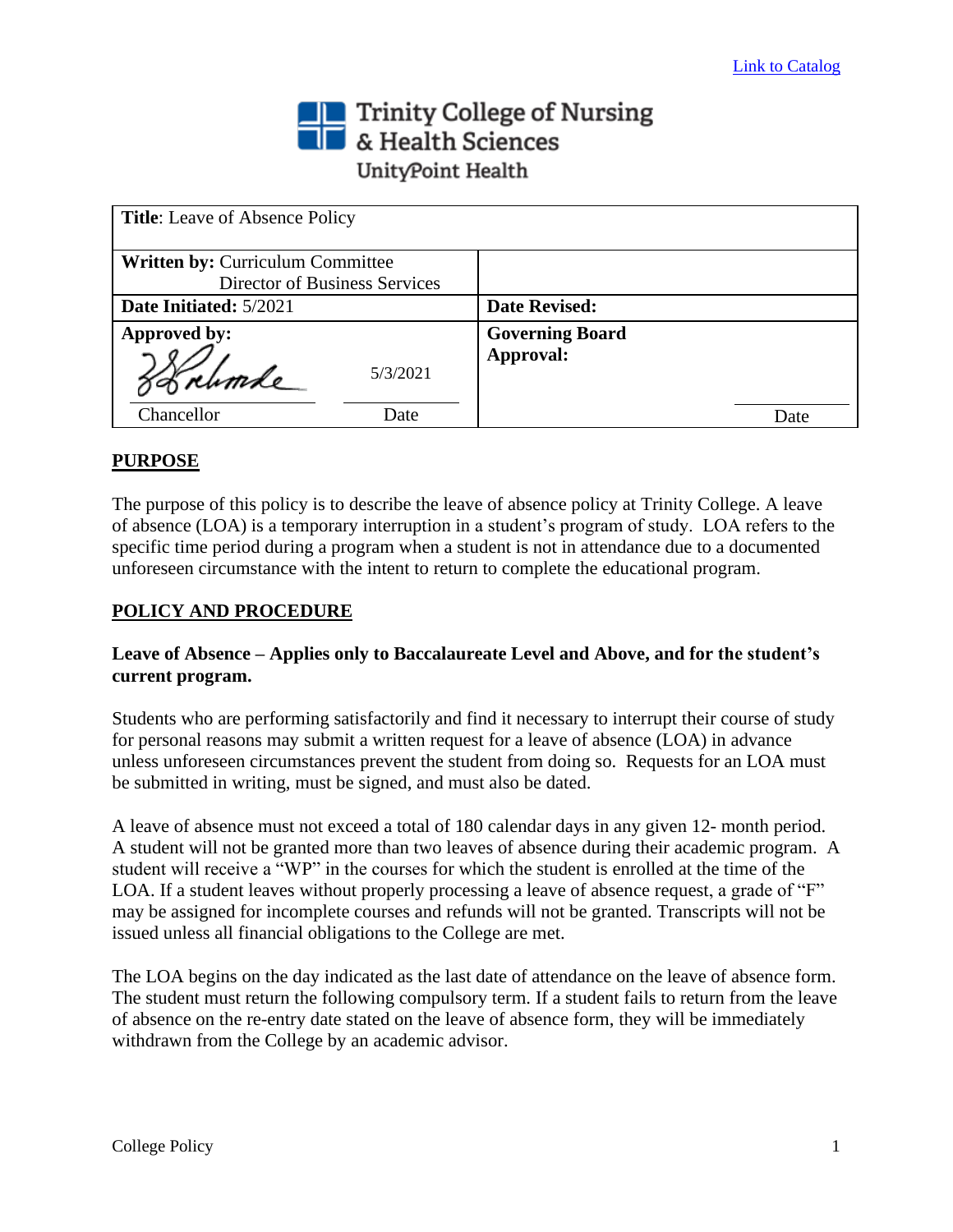Link to Catalog

# Trinity College of Nursing & Health Sciences

UnityPoint Health

| **Title**: Leave of Absence Policy | | | |
|---|---|---|---|
| **Written by:** Curriculum Committee<br>Director of Business Services | | | |
| **Date Initiated:** 5/2021 | | **Date Revised:** | |
| **Approved by:**<br>Chancellor | 5/3/2021<br>Date | **Governing Board Approval:** | Date |

## PURPOSE

The purpose of this policy is to describe the leave of absence policy at Trinity College. A leave of absence (LOA) is a temporary interruption in a student's program of study. LOA refers to the specific time period during a program when a student is not in attendance due to a documented unforeseen circumstance with the intent to return to complete the educational program.

## POLICY AND PROCEDURE

### Leave of Absence – Applies only to Baccalaureate Level and Above, and for the student's current program.

Students who are performing satisfactorily and find it necessary to interrupt their course of study for personal reasons may submit a written request for a leave of absence (LOA) in advance unless unforeseen circumstances prevent the student from doing so. Requests for an LOA must be submitted in writing, must be signed, and must also be dated.

A leave of absence must not exceed a total of 180 calendar days in any given 12- month period. A student will not be granted more than two leaves of absence during their academic program. A student will receive a "WP" in the courses for which the student is enrolled at the time of the LOA. If a student leaves without properly processing a leave of absence request, a grade of "F" may be assigned for incomplete courses and refunds will not be granted. Transcripts will not be issued unless all financial obligations to the College are met.

The LOA begins on the day indicated as the last date of attendance on the leave of absence form. The student must return the following compulsory term. If a student fails to return from the leave of absence on the re-entry date stated on the leave of absence form, they will be immediately withdrawn from the College by an academic advisor.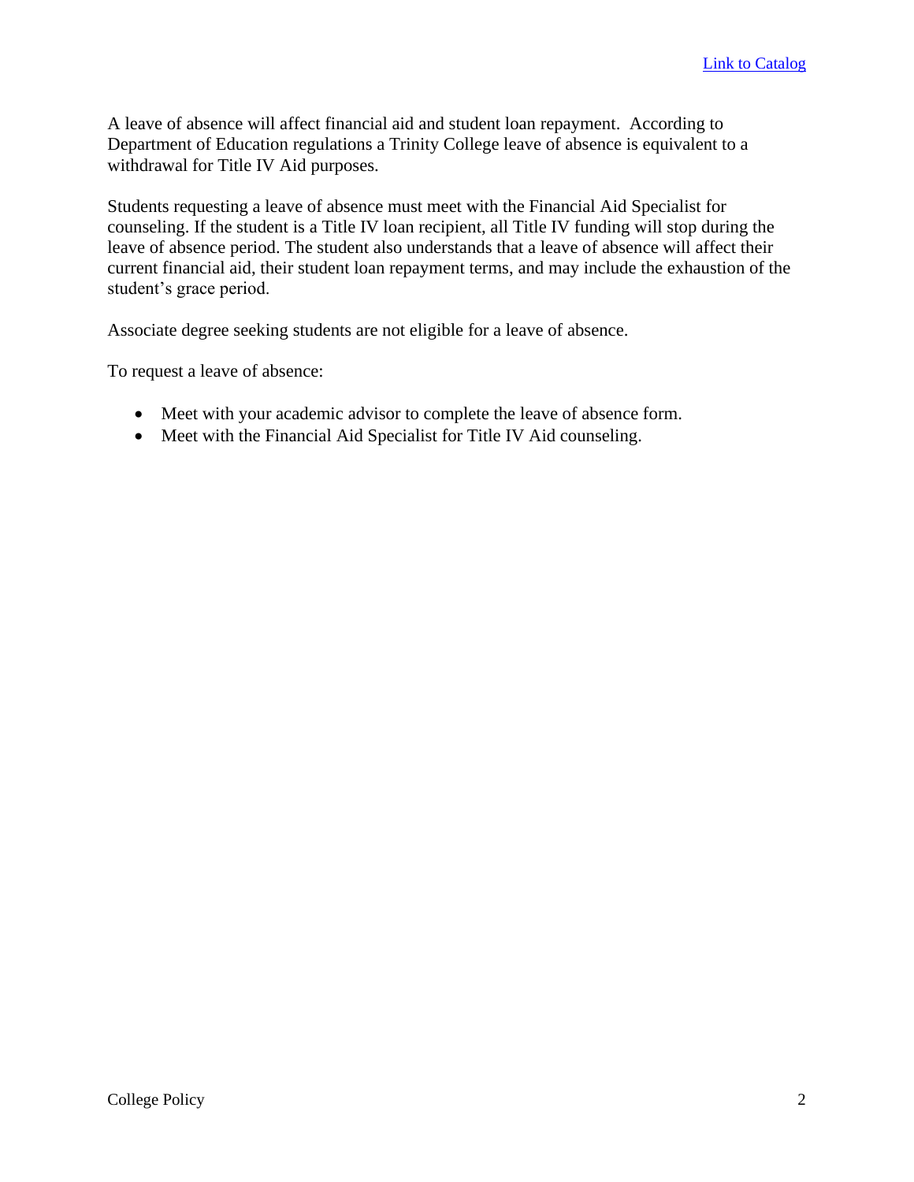[Link to Catalog]

A leave of absence will affect financial aid and student loan repayment. According to Department of Education regulations a Trinity College leave of absence is equivalent to a withdrawal for Title IV Aid purposes.

Students requesting a leave of absence must meet with the Financial Aid Specialist for counseling. If the student is a Title IV loan recipient, all Title IV funding will stop during the leave of absence period. The student also understands that a leave of absence will affect their current financial aid, their student loan repayment terms, and may include the exhaustion of the student's grace period.

Associate degree seeking students are not eligible for a leave of absence.

To request a leave of absence:

- Meet with your academic advisor to complete the leave of absence form.
- Meet with the Financial Aid Specialist for Title IV Aid counseling.